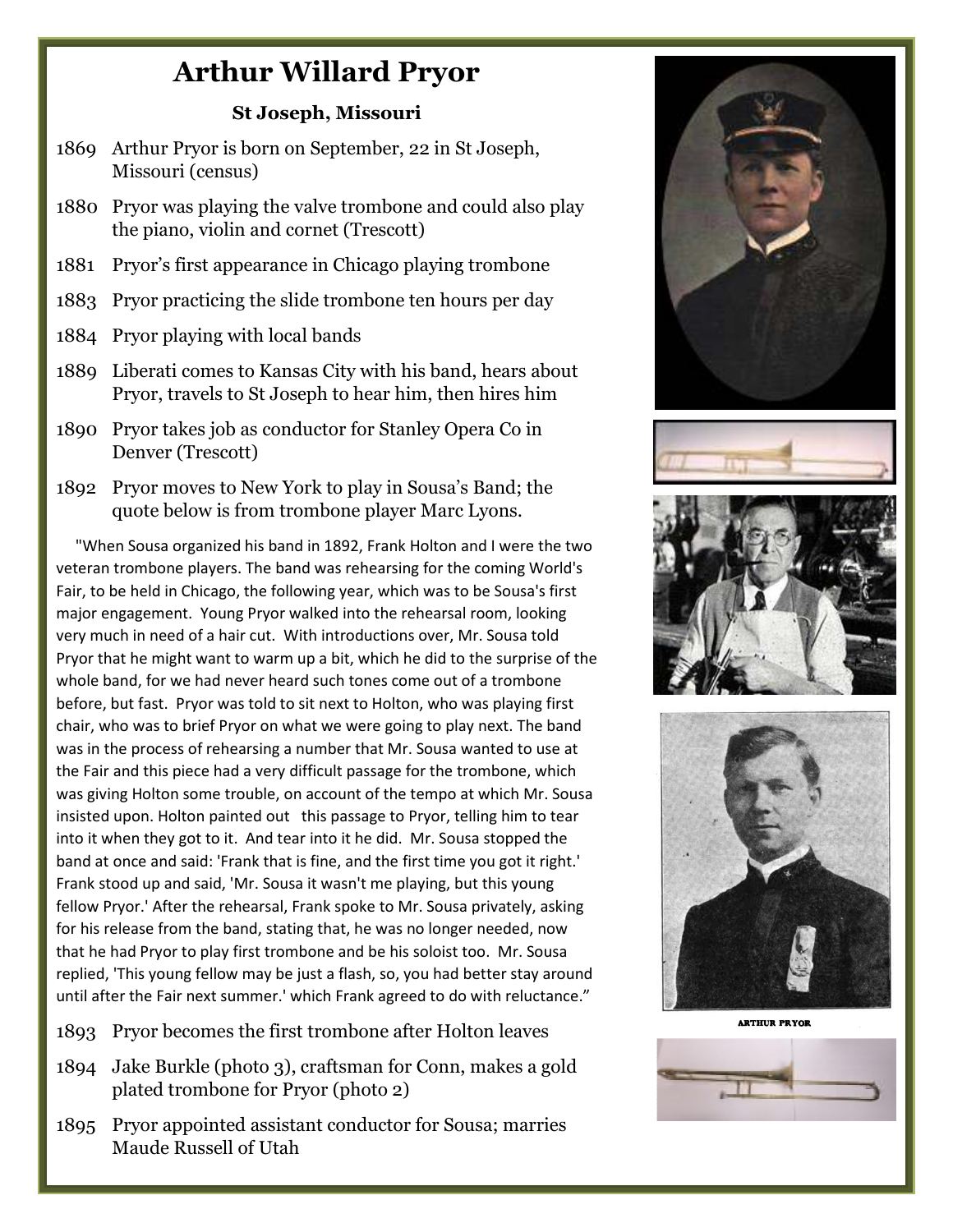# Arthur Willard Pryor

### St Joseph, Missouri

- 1869 Arthur Pryor is born on September, 22 in St Joseph, Missouri (census)
- 1880 Pryor was playing the valve trombone and could also play the piano, violin and cornet (Trescott)
- 1881 Pryor's first appearance in Chicago playing trombone
- 1883 Pryor practicing the slide trombone ten hours per day
- 1884 Pryor playing with local bands
- 1889 Liberati comes to Kansas City with his band, hears about Pryor, travels to St Joseph to hear him, then hires him
- 1890 Pryor takes job as conductor for Stanley Opera Co in Denver (Trescott)
- 1892 Pryor moves to New York to play in Sousa's Band; the quote below is from trombone player Marc Lyons.

"When Sousa organized his band in 1892, Frank Holton and I were the two veteran trombone players. The band was rehearsing for the coming World's Fair, to be held in Chicago, the following year, which was to be Sousa's first major engagement. Young Pryor walked into the rehearsal room, looking very much in need of a hair cut. With introductions over, Mr. Sousa told Pryor that he might want to warm up a bit, which he did to the surprise of the whole band, for we had never heard such tones come out of a trombone before, but fast. Pryor was told to sit next to Holton, who was playing first chair, who was to brief Pryor on what we were going to play next. The band was in the process of rehearsing a number that Mr. Sousa wanted to use at the Fair and this piece had a very difficult passage for the trombone, which was giving Holton some trouble, on account of the tempo at which Mr. Sousa insisted upon. Holton painted out this passage to Pryor, telling him to tear into it when they got to it. And tear into it he did. Mr. Sousa stopped the band at once and said: 'Frank that is fine, and the first time you got it right.' Frank stood up and said, 'Mr. Sousa it wasn't me playing, but this young fellow Pryor.' After the rehearsal, Frank spoke to Mr. Sousa privately, asking for his release from the band, stating that, he was no longer needed, now that he had Pryor to play first trombone and be his soloist too. Mr. Sousa replied, 'This young fellow may be just a flash, so, you had better stay around until after the Fair next summer.' which Frank agreed to do with reluctance."

- 1893 Pryor becomes the first trombone after Holton leaves
- 1894 Jake Burkle (photo 3), craftsman for Conn, makes a gold plated trombone for Pryor (photo 2)
- 1895 Pryor appointed assistant conductor for Sousa; marries Maude Russell of Utah

ARTHUR PRYOR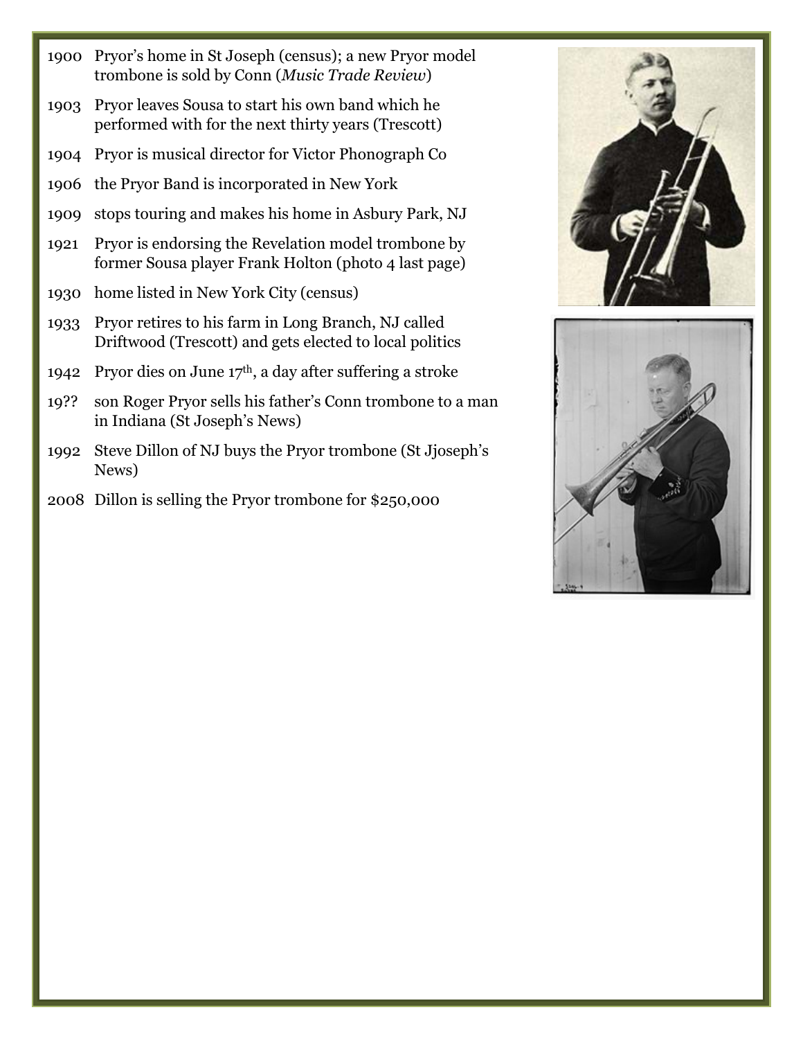1900 Pryor's home in St Joseph (census); a new Pryor model trombone is sold by Conn (*Music Trade Review*)

1903 Pryor leaves Sousa to start his own band which he performed with for the next thirty years (Trescott)

1904 Pryor is musical director for Victor Phonograph Co

1906 the Pryor Band is incorporated in New York

1909 stops touring and makes his home in Asbury Park, NJ

1921 Pryor is endorsing the Revelation model trombone by former Sousa player Frank Holton (photo 4 last page)

1930 home listed in New York City (census)

1933 Pryor retires to his farm in Long Branch, NJ called Driftwood (Trescott) and gets elected to local politics

1942 Pryor dies on June 17th, a day after suffering a stroke

19?? son Roger Pryor sells his father's Conn trombone to a man in Indiana (St Joseph's News)

1992 Steve Dillon of NJ buys the Pryor trombone (St Jjoseph's News)

2008 Dillon is selling the Pryor trombone for $250,000